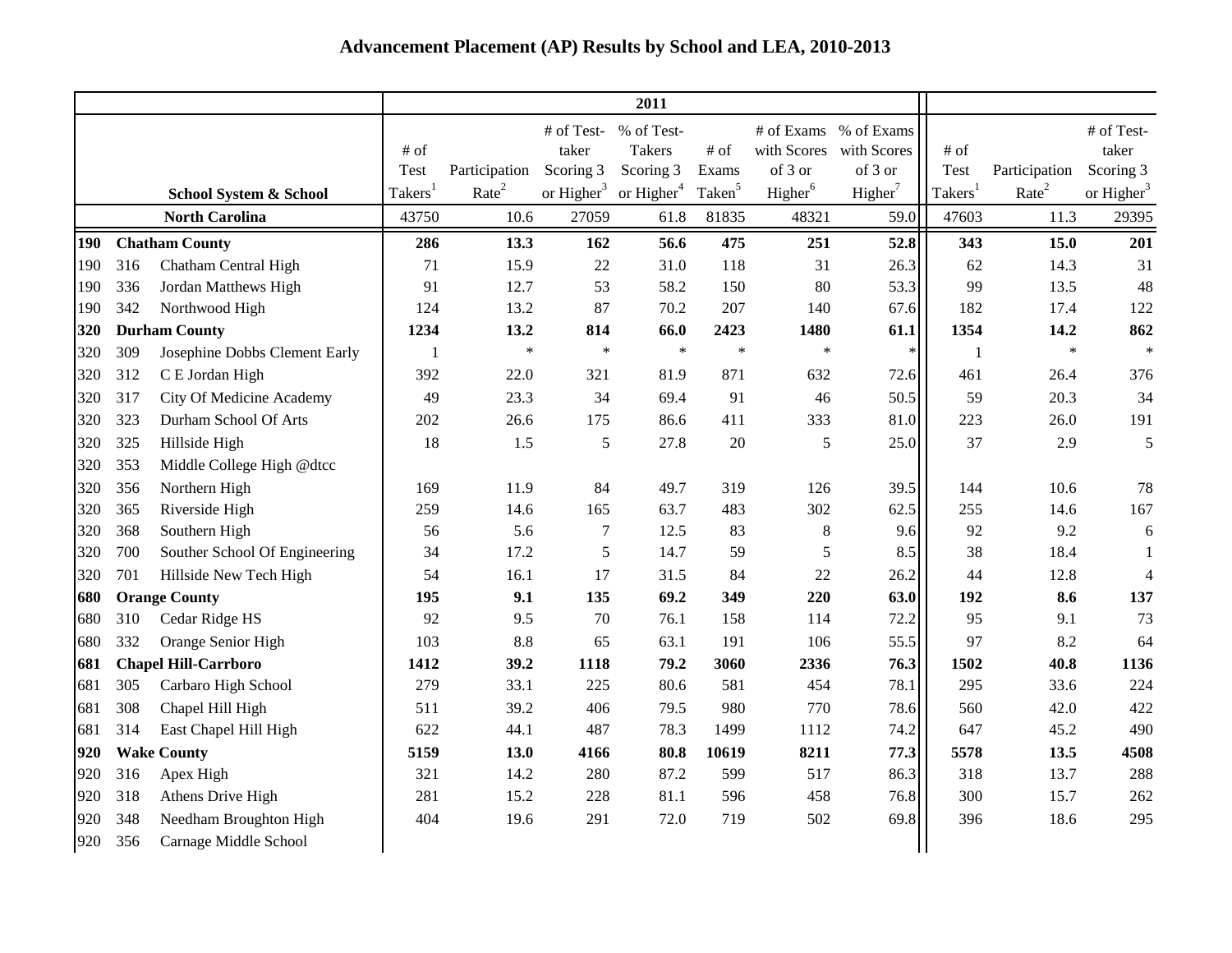# Advancement Placement (AP) Results by School and LEA, 2010-2013

| | | | 2011 | | | | | | | | | | |
|---|---|---|---|---|---|---|---|---|---|---|---|---|---|
| | | School System & School | # of Test Takers[1] | Participation Rate[2] | # of Test-taker Scoring 3 or Higher[3] | % of Test-Takers Scoring 3 or Higher[4] | # of Exams Taken[5] | # of Exams with Scores of 3 or Higher[6] | % of Exams with Scores of 3 or Higher[7] | # of Test Takers[1] | Participation Rate[2] | # of Test-taker Scoring 3 or Higher[3] |
| | | **North Carolina** | 43750 | 10.6 | 27059 | 61.8 | 81835 | 48321 | 59.0 | 47603 | 11.3 | 29395 |
| **190** | | **Chatham County** | **286** | **13.3** | **162** | **56.6** | **475** | **251** | **52.8** | **343** | **15.0** | **201** |
| 190 | 316 | Chatham Central High | 71 | 15.9 | 22 | 31.0 | 118 | 31 | 26.3 | 62 | 14.3 | 31 |
| 190 | 336 | Jordan Matthews High | 91 | 12.7 | 53 | 58.2 | 150 | 80 | 53.3 | 99 | 13.5 | 48 |
| 190 | 342 | Northwood High | 124 | 13.2 | 87 | 70.2 | 207 | 140 | 67.6 | 182 | 17.4 | 122 |
| **320** | | **Durham County** | **1234** | **13.2** | **814** | **66.0** | **2423** | **1480** | **61.1** | **1354** | **14.2** | **862** |
| 320 | 309 | Josephine Dobbs Clement Early | 1 | * | * | * | * | * | * | 1 | * | * |
| 320 | 312 | C E Jordan High | 392 | 22.0 | 321 | 81.9 | 871 | 632 | 72.6 | 461 | 26.4 | 376 |
| 320 | 317 | City Of Medicine Academy | 49 | 23.3 | 34 | 69.4 | 91 | 46 | 50.5 | 59 | 20.3 | 34 |
| 320 | 323 | Durham School Of Arts | 202 | 26.6 | 175 | 86.6 | 411 | 333 | 81.0 | 223 | 26.0 | 191 |
| 320 | 325 | Hillside High | 18 | 1.5 | 5 | 27.8 | 20 | 5 | 25.0 | 37 | 2.9 | 5 |
| 320 | 353 | Middle College High @dtcc | | | | | | | | | | |
| 320 | 356 | Northern High | 169 | 11.9 | 84 | 49.7 | 319 | 126 | 39.5 | 144 | 10.6 | 78 |
| 320 | 365 | Riverside High | 259 | 14.6 | 165 | 63.7 | 483 | 302 | 62.5 | 255 | 14.6 | 167 |
| 320 | 368 | Southern High | 56 | 5.6 | 7 | 12.5 | 83 | 8 | 9.6 | 92 | 9.2 | 6 |
| 320 | 700 | Souther School Of Engineering | 34 | 17.2 | 5 | 14.7 | 59 | 5 | 8.5 | 38 | 18.4 | 1 |
| 320 | 701 | Hillside New Tech High | 54 | 16.1 | 17 | 31.5 | 84 | 22 | 26.2 | 44 | 12.8 | 4 |
| **680** | | **Orange County** | **195** | **9.1** | **135** | **69.2** | **349** | **220** | **63.0** | **192** | **8.6** | **137** |
| 680 | 310 | Cedar Ridge HS | 92 | 9.5 | 70 | 76.1 | 158 | 114 | 72.2 | 95 | 9.1 | 73 |
| 680 | 332 | Orange Senior High | 103 | 8.8 | 65 | 63.1 | 191 | 106 | 55.5 | 97 | 8.2 | 64 |
| **681** | | **Chapel Hill-Carrboro** | **1412** | **39.2** | **1118** | **79.2** | **3060** | **2336** | **76.3** | **1502** | **40.8** | **1136** |
| 681 | 305 | Carbaro High School | 279 | 33.1 | 225 | 80.6 | 581 | 454 | 78.1 | 295 | 33.6 | 224 |
| 681 | 308 | Chapel Hill High | 511 | 39.2 | 406 | 79.5 | 980 | 770 | 78.6 | 560 | 42.0 | 422 |
| 681 | 314 | East Chapel Hill High | 622 | 44.1 | 487 | 78.3 | 1499 | 1112 | 74.2 | 647 | 45.2 | 490 |
| **920** | | **Wake County** | **5159** | **13.0** | **4166** | **80.8** | **10619** | **8211** | **77.3** | **5578** | **13.5** | **4508** |
| 920 | 316 | Apex High | 321 | 14.2 | 280 | 87.2 | 599 | 517 | 86.3 | 318 | 13.7 | 288 |
| 920 | 318 | Athens Drive High | 281 | 15.2 | 228 | 81.1 | 596 | 458 | 76.8 | 300 | 15.7 | 262 |
| 920 | 348 | Needham Broughton High | 404 | 19.6 | 291 | 72.0 | 719 | 502 | 69.8 | 396 | 18.6 | 295 |
| 920 | 356 | Carnage Middle School | | | | | | | | | | |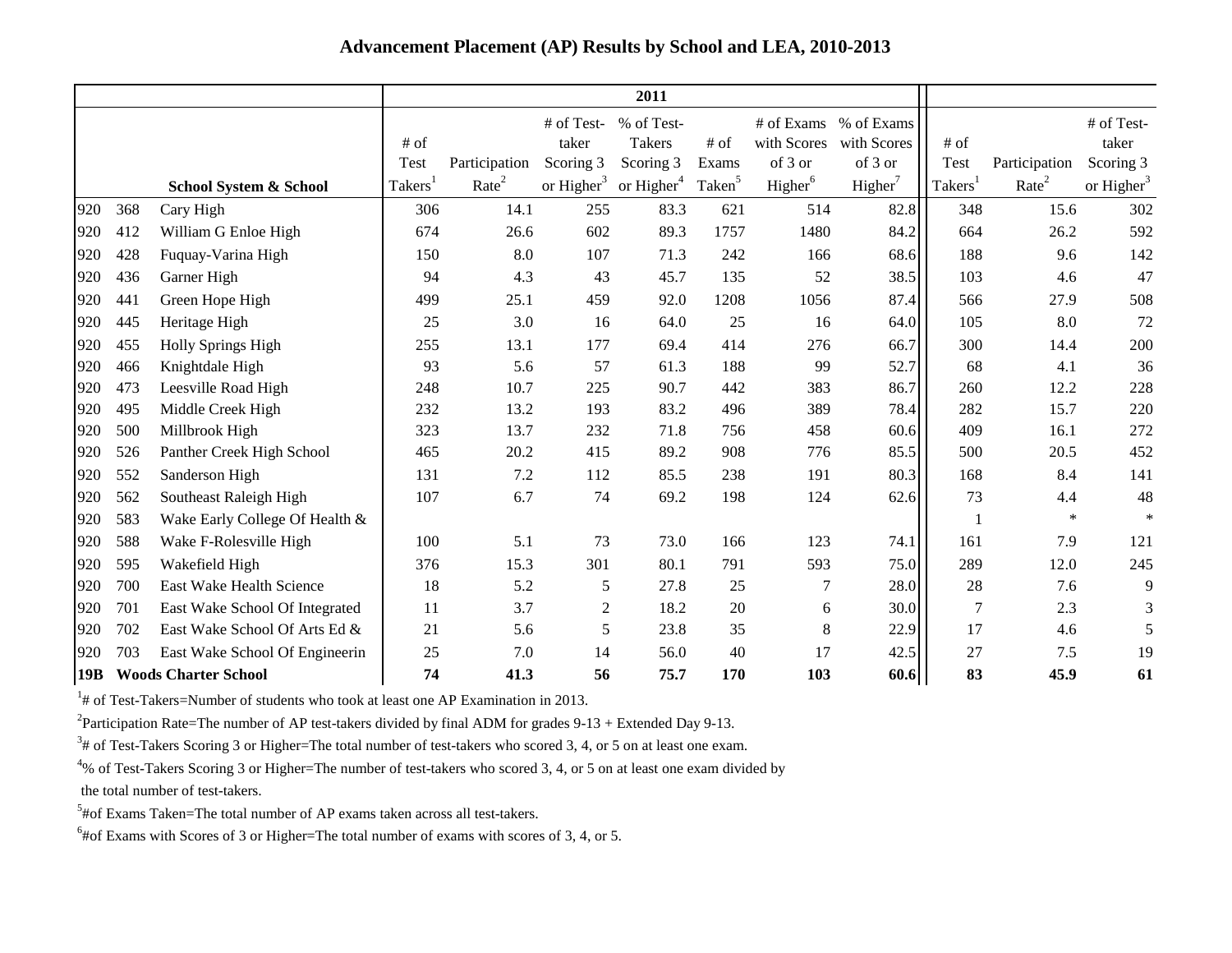# Advancement Placement (AP) Results by School and LEA, 2010-2013

| | | | 2011 | | | | | | | | | | |
|---|---|---|---|---|---|---|---|---|---|---|---|---|---|
| | | School System & School | # of Test Takers[1] | Participation Rate[2] | # of Test-taker Scoring 3 or Higher[3] | % of Test-Takers Scoring 3 or Higher[4] | # of Exams Taken[5] | # of Exams with Scores of 3 or Higher[6] | % of Exams with Scores of 3 or Higher[7] | # of Test Takers[1] | Participation Rate[2] | # of Test-taker Scoring 3 or Higher[3] |
| 920 | 368 | Cary High | 306 | 14.1 | 255 | 83.3 | 621 | 514 | 82.8 | 348 | 15.6 | 302 |
| 920 | 412 | William G Enloe High | 674 | 26.6 | 602 | 89.3 | 1757 | 1480 | 84.2 | 664 | 26.2 | 592 |
| 920 | 428 | Fuquay-Varina High | 150 | 8.0 | 107 | 71.3 | 242 | 166 | 68.6 | 188 | 9.6 | 142 |
| 920 | 436 | Garner High | 94 | 4.3 | 43 | 45.7 | 135 | 52 | 38.5 | 103 | 4.6 | 47 |
| 920 | 441 | Green Hope High | 499 | 25.1 | 459 | 92.0 | 1208 | 1056 | 87.4 | 566 | 27.9 | 508 |
| 920 | 445 | Heritage High | 25 | 3.0 | 16 | 64.0 | 25 | 16 | 64.0 | 105 | 8.0 | 72 |
| 920 | 455 | Holly Springs High | 255 | 13.1 | 177 | 69.4 | 414 | 276 | 66.7 | 300 | 14.4 | 200 |
| 920 | 466 | Knightdale High | 93 | 5.6 | 57 | 61.3 | 188 | 99 | 52.7 | 68 | 4.1 | 36 |
| 920 | 473 | Leesville Road High | 248 | 10.7 | 225 | 90.7 | 442 | 383 | 86.7 | 260 | 12.2 | 228 |
| 920 | 495 | Middle Creek High | 232 | 13.2 | 193 | 83.2 | 496 | 389 | 78.4 | 282 | 15.7 | 220 |
| 920 | 500 | Millbrook High | 323 | 13.7 | 232 | 71.8 | 756 | 458 | 60.6 | 409 | 16.1 | 272 |
| 920 | 526 | Panther Creek High School | 465 | 20.2 | 415 | 89.2 | 908 | 776 | 85.5 | 500 | 20.5 | 452 |
| 920 | 552 | Sanderson High | 131 | 7.2 | 112 | 85.5 | 238 | 191 | 80.3 | 168 | 8.4 | 141 |
| 920 | 562 | Southeast Raleigh High | 107 | 6.7 | 74 | 69.2 | 198 | 124 | 62.6 | 73 | 4.4 | 48 |
| 920 | 583 | Wake Early College Of Health & | | | | | | | | 1 | * | * |
| 920 | 588 | Wake F-Rolesville High | 100 | 5.1 | 73 | 73.0 | 166 | 123 | 74.1 | 161 | 7.9 | 121 |
| 920 | 595 | Wakefield High | 376 | 15.3 | 301 | 80.1 | 791 | 593 | 75.0 | 289 | 12.0 | 245 |
| 920 | 700 | East Wake Health Science | 18 | 5.2 | 5 | 27.8 | 25 | 7 | 28.0 | 28 | 7.6 | 9 |
| 920 | 701 | East Wake School Of Integrated | 11 | 3.7 | 2 | 18.2 | 20 | 6 | 30.0 | 7 | 2.3 | 3 |
| 920 | 702 | East Wake School Of Arts Ed & | 21 | 5.6 | 5 | 23.8 | 35 | 8 | 22.9 | 17 | 4.6 | 5 |
| 920 | 703 | East Wake School Of Engineerin | 25 | 7.0 | 14 | 56.0 | 40 | 17 | 42.5 | 27 | 7.5 | 19 |
| **19B** | | **Woods Charter School** | **74** | **41.3** | **56** | **75.7** | **170** | **103** | **60.6** | **83** | **45.9** | **61** |

[1]# of Test-Takers=Number of students who took at least one AP Examination in 2013.

[2]Participation Rate=The number of AP test-takers divided by final ADM for grades 9-13 + Extended Day 9-13.

[3]# of Test-Takers Scoring 3 or Higher=The total number of test-takers who scored 3, 4, or 5 on at least one exam.

[4]% of Test-Takers Scoring 3 or Higher=The number of test-takers who scored 3, 4, or 5 on at least one exam divided by the total number of test-takers.

[5]#of Exams Taken=The total number of AP exams taken across all test-takers.

[6]#of Exams with Scores of 3 or Higher=The total number of exams with scores of 3, 4, or 5.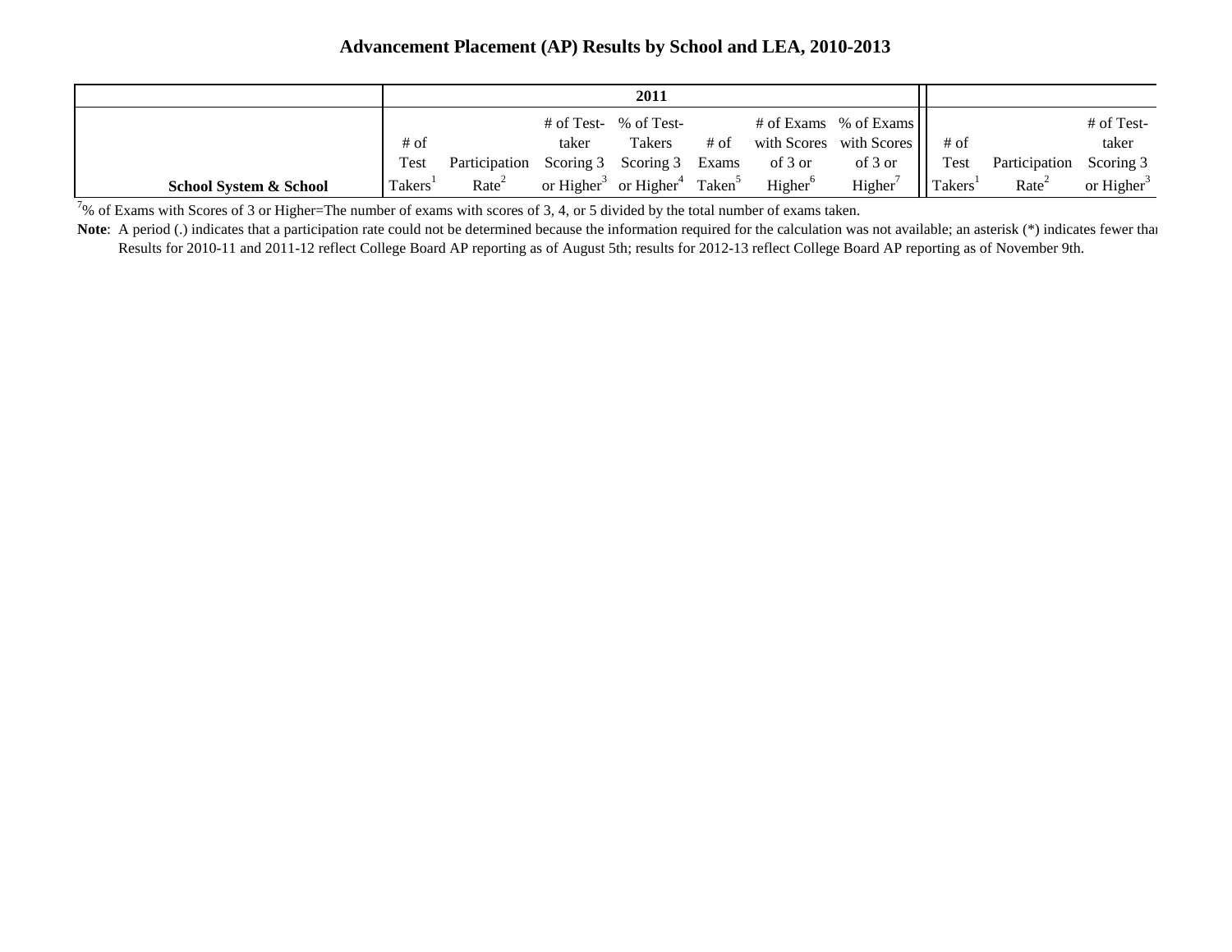## Advancement Placement (AP) Results by School and LEA, 2010-2013

| | 2011 | | | | | | | | | |
|---|---|---|---|---|---|---|---|---|---|---|
| School System & School | # of Test Takers[1] | Participation Rate[2] | # of Test-taker Scoring 3 or Higher[3] | % of Test-Takers Scoring 3 or Higher[4] | # of Exams Taken[5] | # of Exams with Scores of 3 or Higher[6] | % of Exams with Scores of 3 or Higher[7] | # of Test Takers[1] | Participation Rate[2] | # of Test-taker Scoring 3 or Higher[3] |

[7]% of Exams with Scores of 3 or Higher=The number of exams with scores of 3, 4, or 5 divided by the total number of exams taken.

**Note**: A period (.) indicates that a participation rate could not be determined because the information required for the calculation was not available; an asterisk (*) indicates fewer thar
Results for 2010-11 and 2011-12 reflect College Board AP reporting as of August 5th; results for 2012-13 reflect College Board AP reporting as of November 9th.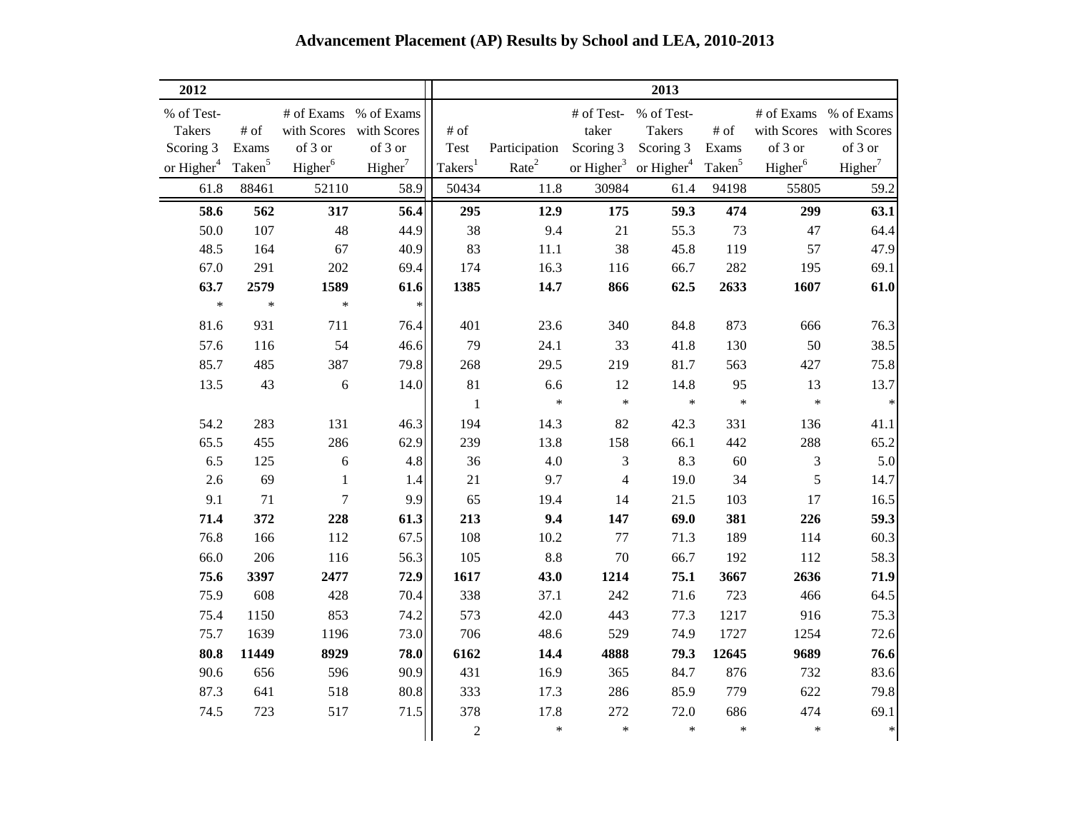# Advancement Placement (AP) Results by School and LEA, 2010-2013

| 2012 | | | | 2013 | | | | | | |
|---|---|---|---|---|---|---|---|---|---|---|
| % of Test-Takers Scoring 3 or Higher[4] | # of Exams Taken[5] | # of Exams with Scores of 3 or Higher[6] | % of Exams with Scores of 3 or Higher[7] | # of Test Takers[1] | Participation Rate[2] | # of Test-taker Scoring 3 or Higher[3] | % of Test-Takers Scoring 3 or Higher[4] | # of Exams Taken[5] | # of Exams with Scores of 3 or Higher[6] | % of Exams with Scores of 3 or Higher[7] |
| 61.8 | 88461 | 52110 | 58.9 | 50434 | 11.8 | 30984 | 61.4 | 94198 | 55805 | 59.2 |
| **58.6** | **562** | **317** | **56.4** | **295** | **12.9** | **175** | **59.3** | **474** | **299** | **63.1** |
| 50.0 | 107 | 48 | 44.9 | 38 | 9.4 | 21 | 55.3 | 73 | 47 | 64.4 |
| 48.5 | 164 | 67 | 40.9 | 83 | 11.1 | 38 | 45.8 | 119 | 57 | 47.9 |
| 67.0 | 291 | 202 | 69.4 | 174 | 16.3 | 116 | 66.7 | 282 | 195 | 69.1 |
| **63.7** | **2579** | **1589** | **61.6** | **1385** | **14.7** | **866** | **62.5** | **2633** | **1607** | **61.0** |
| * | * | * | * | | | | | | | |
| 81.6 | 931 | 711 | 76.4 | 401 | 23.6 | 340 | 84.8 | 873 | 666 | 76.3 |
| 57.6 | 116 | 54 | 46.6 | 79 | 24.1 | 33 | 41.8 | 130 | 50 | 38.5 |
| 85.7 | 485 | 387 | 79.8 | 268 | 29.5 | 219 | 81.7 | 563 | 427 | 75.8 |
| 13.5 | 43 | 6 | 14.0 | 81 | 6.6 | 12 | 14.8 | 95 | 13 | 13.7 |
| | | | | 1 | * | * | * | * | * | * |
| 54.2 | 283 | 131 | 46.3 | 194 | 14.3 | 82 | 42.3 | 331 | 136 | 41.1 |
| 65.5 | 455 | 286 | 62.9 | 239 | 13.8 | 158 | 66.1 | 442 | 288 | 65.2 |
| 6.5 | 125 | 6 | 4.8 | 36 | 4.0 | 3 | 8.3 | 60 | 3 | 5.0 |
| 2.6 | 69 | 1 | 1.4 | 21 | 9.7 | 4 | 19.0 | 34 | 5 | 14.7 |
| 9.1 | 71 | 7 | 9.9 | 65 | 19.4 | 14 | 21.5 | 103 | 17 | 16.5 |
| **71.4** | **372** | **228** | **61.3** | **213** | **9.4** | **147** | **69.0** | **381** | **226** | **59.3** |
| 76.8 | 166 | 112 | 67.5 | 108 | 10.2 | 77 | 71.3 | 189 | 114 | 60.3 |
| 66.0 | 206 | 116 | 56.3 | 105 | 8.8 | 70 | 66.7 | 192 | 112 | 58.3 |
| **75.6** | **3397** | **2477** | **72.9** | **1617** | **43.0** | **1214** | **75.1** | **3667** | **2636** | **71.9** |
| 75.9 | 608 | 428 | 70.4 | 338 | 37.1 | 242 | 71.6 | 723 | 466 | 64.5 |
| 75.4 | 1150 | 853 | 74.2 | 573 | 42.0 | 443 | 77.3 | 1217 | 916 | 75.3 |
| 75.7 | 1639 | 1196 | 73.0 | 706 | 48.6 | 529 | 74.9 | 1727 | 1254 | 72.6 |
| **80.8** | **11449** | **8929** | **78.0** | **6162** | **14.4** | **4888** | **79.3** | **12645** | **9689** | **76.6** |
| 90.6 | 656 | 596 | 90.9 | 431 | 16.9 | 365 | 84.7 | 876 | 732 | 83.6 |
| 87.3 | 641 | 518 | 80.8 | 333 | 17.3 | 286 | 85.9 | 779 | 622 | 79.8 |
| 74.5 | 723 | 517 | 71.5 | 378 | 17.8 | 272 | 72.0 | 686 | 474 | 69.1 |
| | | | | 2 | * | * | * | * | * | * |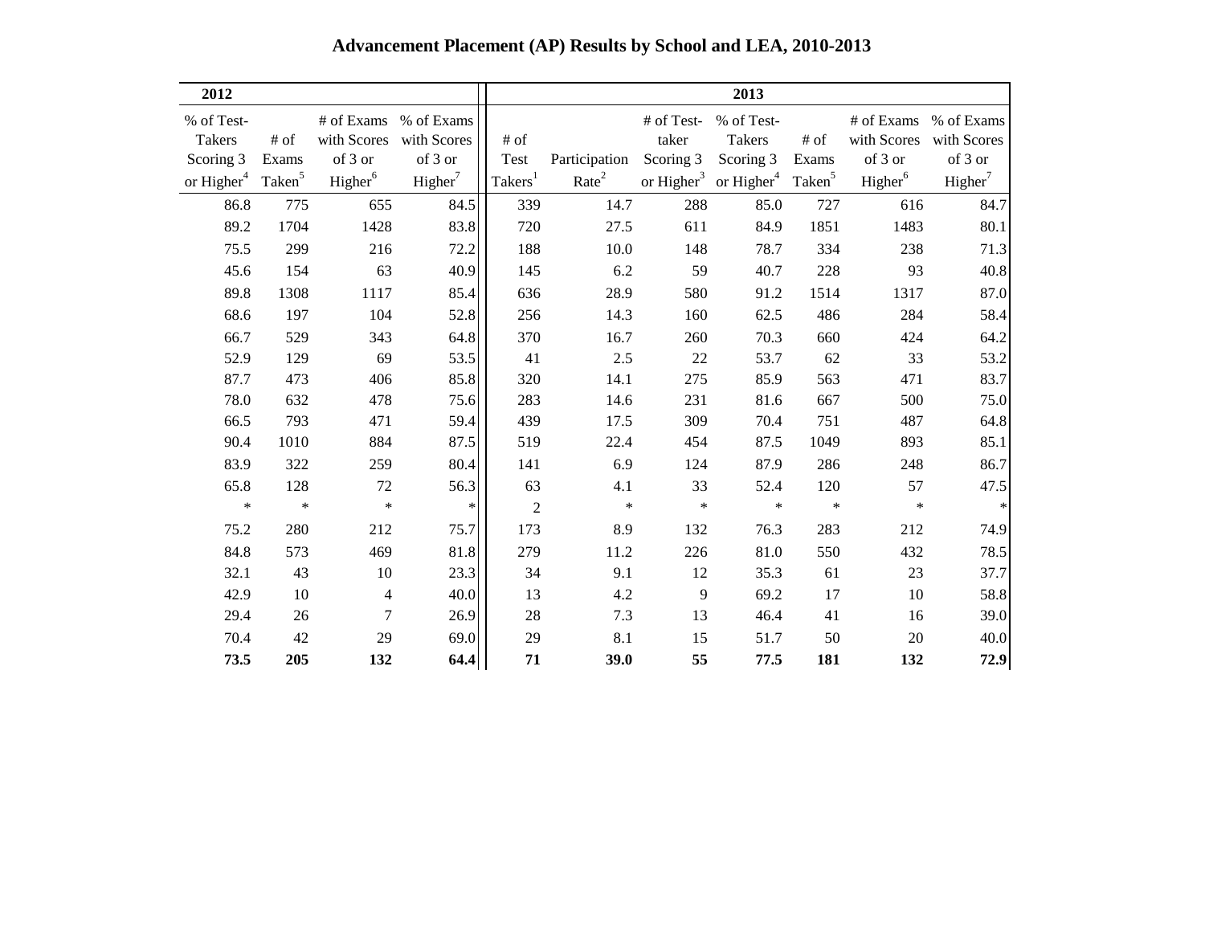# Advancement Placement (AP) Results by School and LEA, 2010-2013

| 2012 | | | | 2013 | | | | | | |
|---|---|---|---|---|---|---|---|---|---|---|
| % of Test-Takers Scoring 3 or Higher[4] | # of Exams Taken[5] | # of Exams with Scores of 3 or Higher[6] | % of Exams with Scores of 3 or Higher[7] | # of Test Takers[1] | Participation Rate[2] | # of Test-taker Scoring 3 or Higher[3] | % of Test-Takers Scoring 3 or Higher[4] | # of Exams Taken[5] | # of Exams with Scores of 3 or Higher[6] | % of Exams with Scores of 3 or Higher[7] |
| 86.8 | 775 | 655 | 84.5 | 339 | 14.7 | 288 | 85.0 | 727 | 616 | 84.7 |
| 89.2 | 1704 | 1428 | 83.8 | 720 | 27.5 | 611 | 84.9 | 1851 | 1483 | 80.1 |
| 75.5 | 299 | 216 | 72.2 | 188 | 10.0 | 148 | 78.7 | 334 | 238 | 71.3 |
| 45.6 | 154 | 63 | 40.9 | 145 | 6.2 | 59 | 40.7 | 228 | 93 | 40.8 |
| 89.8 | 1308 | 1117 | 85.4 | 636 | 28.9 | 580 | 91.2 | 1514 | 1317 | 87.0 |
| 68.6 | 197 | 104 | 52.8 | 256 | 14.3 | 160 | 62.5 | 486 | 284 | 58.4 |
| 66.7 | 529 | 343 | 64.8 | 370 | 16.7 | 260 | 70.3 | 660 | 424 | 64.2 |
| 52.9 | 129 | 69 | 53.5 | 41 | 2.5 | 22 | 53.7 | 62 | 33 | 53.2 |
| 87.7 | 473 | 406 | 85.8 | 320 | 14.1 | 275 | 85.9 | 563 | 471 | 83.7 |
| 78.0 | 632 | 478 | 75.6 | 283 | 14.6 | 231 | 81.6 | 667 | 500 | 75.0 |
| 66.5 | 793 | 471 | 59.4 | 439 | 17.5 | 309 | 70.4 | 751 | 487 | 64.8 |
| 90.4 | 1010 | 884 | 87.5 | 519 | 22.4 | 454 | 87.5 | 1049 | 893 | 85.1 |
| 83.9 | 322 | 259 | 80.4 | 141 | 6.9 | 124 | 87.9 | 286 | 248 | 86.7 |
| 65.8 | 128 | 72 | 56.3 | 63 | 4.1 | 33 | 52.4 | 120 | 57 | 47.5 |
| * | * | * | * | 2 | * | * | * | * | * | * |
| 75.2 | 280 | 212 | 75.7 | 173 | 8.9 | 132 | 76.3 | 283 | 212 | 74.9 |
| 84.8 | 573 | 469 | 81.8 | 279 | 11.2 | 226 | 81.0 | 550 | 432 | 78.5 |
| 32.1 | 43 | 10 | 23.3 | 34 | 9.1 | 12 | 35.3 | 61 | 23 | 37.7 |
| 42.9 | 10 | 4 | 40.0 | 13 | 4.2 | 9 | 69.2 | 17 | 10 | 58.8 |
| 29.4 | 26 | 7 | 26.9 | 28 | 7.3 | 13 | 46.4 | 41 | 16 | 39.0 |
| 70.4 | 42 | 29 | 69.0 | 29 | 8.1 | 15 | 51.7 | 50 | 20 | 40.0 |
| **73.5** | **205** | **132** | **64.4** | **71** | **39.0** | **55** | **77.5** | **181** | **132** | **72.9** |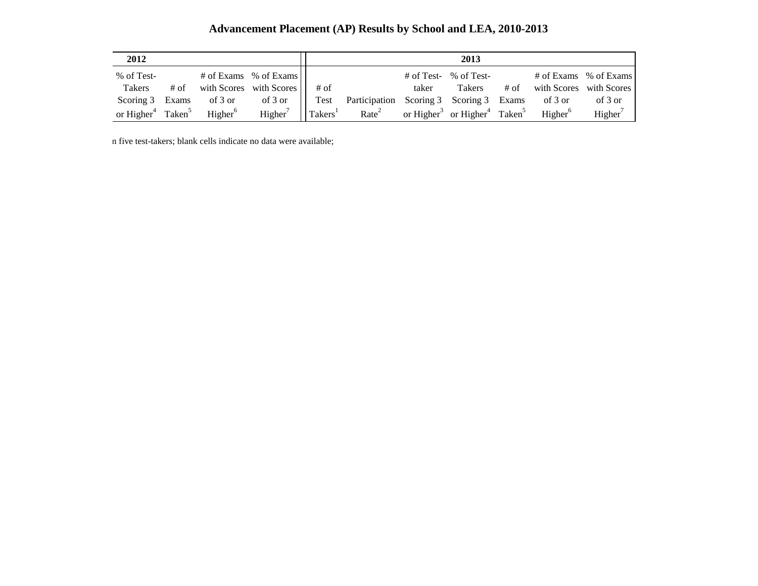## Advancement Placement (AP) Results by School and LEA, 2010-2013

| 2012 | | | | 2013 | | | | | | |
|---|---|---|---|---|---|---|---|---|---|---|
| % of Test-Takers Scoring 3 or Higher[4] | # of Exams Taken[5] | # of Exams with Scores of 3 or Higher[6] | % of Exams with Scores of 3 or Higher[7] | # of Test Takers[1] | Participation Rate[2] | # of Test-taker Scoring 3 or Higher[3] | % of Test-Takers Scoring 3 or Higher[4] | # of Exams Taken[5] | # of Exams with Scores of 3 or Higher[6] | % of Exams with Scores of 3 or Higher[7] |

n five test-takers; blank cells indicate no data were available;